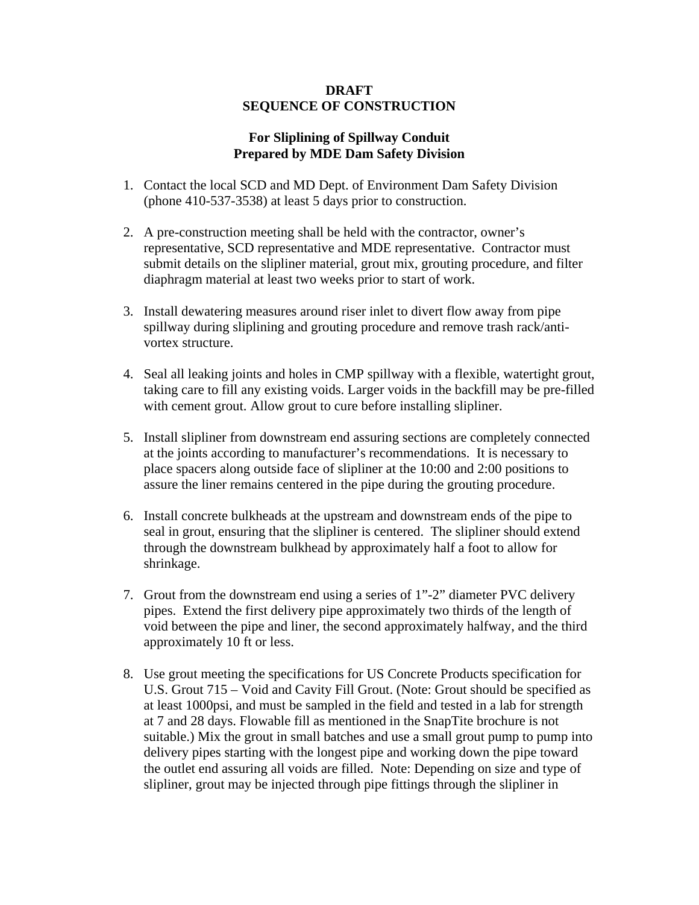**DRAFT**
**SEQUENCE OF CONSTRUCTION**

**For Sliplining of Spillway Conduit**
**Prepared by MDE Dam Safety Division**

1. Contact the local SCD and MD Dept. of Environment Dam Safety Division (phone 410-537-3538) at least 5 days prior to construction.

2. A pre-construction meeting shall be held with the contractor, owner's representative, SCD representative and MDE representative. Contractor must submit details on the slipliner material, grout mix, grouting procedure, and filter diaphragm material at least two weeks prior to start of work.

3. Install dewatering measures around riser inlet to divert flow away from pipe spillway during sliplining and grouting procedure and remove trash rack/anti-vortex structure.

4. Seal all leaking joints and holes in CMP spillway with a flexible, watertight grout, taking care to fill any existing voids. Larger voids in the backfill may be pre-filled with cement grout. Allow grout to cure before installing slipliner.

5. Install slipliner from downstream end assuring sections are completely connected at the joints according to manufacturer's recommendations. It is necessary to place spacers along outside face of slipliner at the 10:00 and 2:00 positions to assure the liner remains centered in the pipe during the grouting procedure.

6. Install concrete bulkheads at the upstream and downstream ends of the pipe to seal in grout, ensuring that the slipliner is centered. The slipliner should extend through the downstream bulkhead by approximately half a foot to allow for shrinkage.

7. Grout from the downstream end using a series of 1"-2" diameter PVC delivery pipes. Extend the first delivery pipe approximately two thirds of the length of void between the pipe and liner, the second approximately halfway, and the third approximately 10 ft or less.

8. Use grout meeting the specifications for US Concrete Products specification for U.S. Grout 715 – Void and Cavity Fill Grout. (Note: Grout should be specified as at least 1000psi, and must be sampled in the field and tested in a lab for strength at 7 and 28 days. Flowable fill as mentioned in the SnapTite brochure is not suitable.) Mix the grout in small batches and use a small grout pump to pump into delivery pipes starting with the longest pipe and working down the pipe toward the outlet end assuring all voids are filled. Note: Depending on size and type of slipliner, grout may be injected through pipe fittings through the slipliner in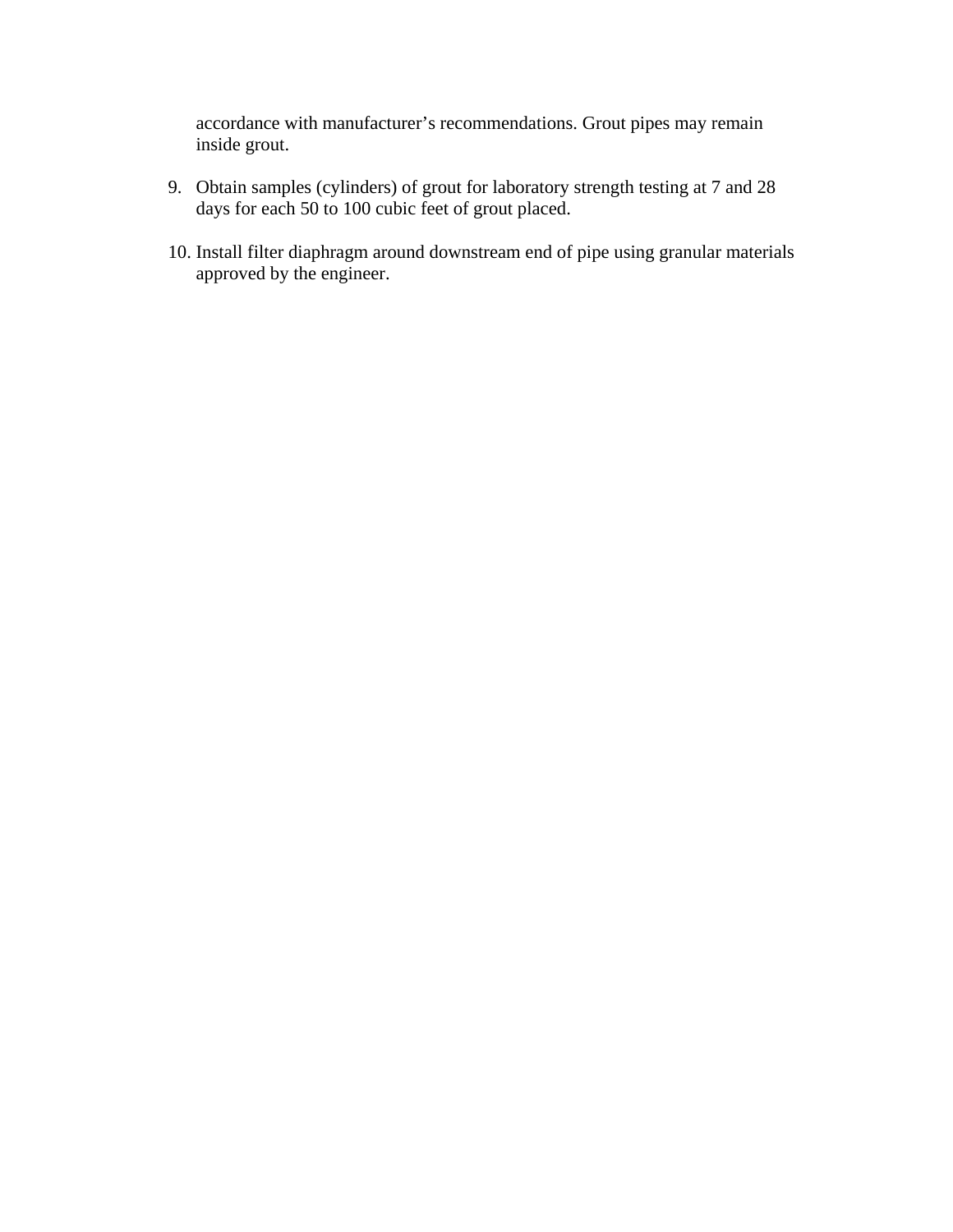accordance with manufacturer's recommendations. Grout pipes may remain inside grout.

9. Obtain samples (cylinders) of grout for laboratory strength testing at 7 and 28 days for each 50 to 100 cubic feet of grout placed.

10. Install filter diaphragm around downstream end of pipe using granular materials approved by the engineer.